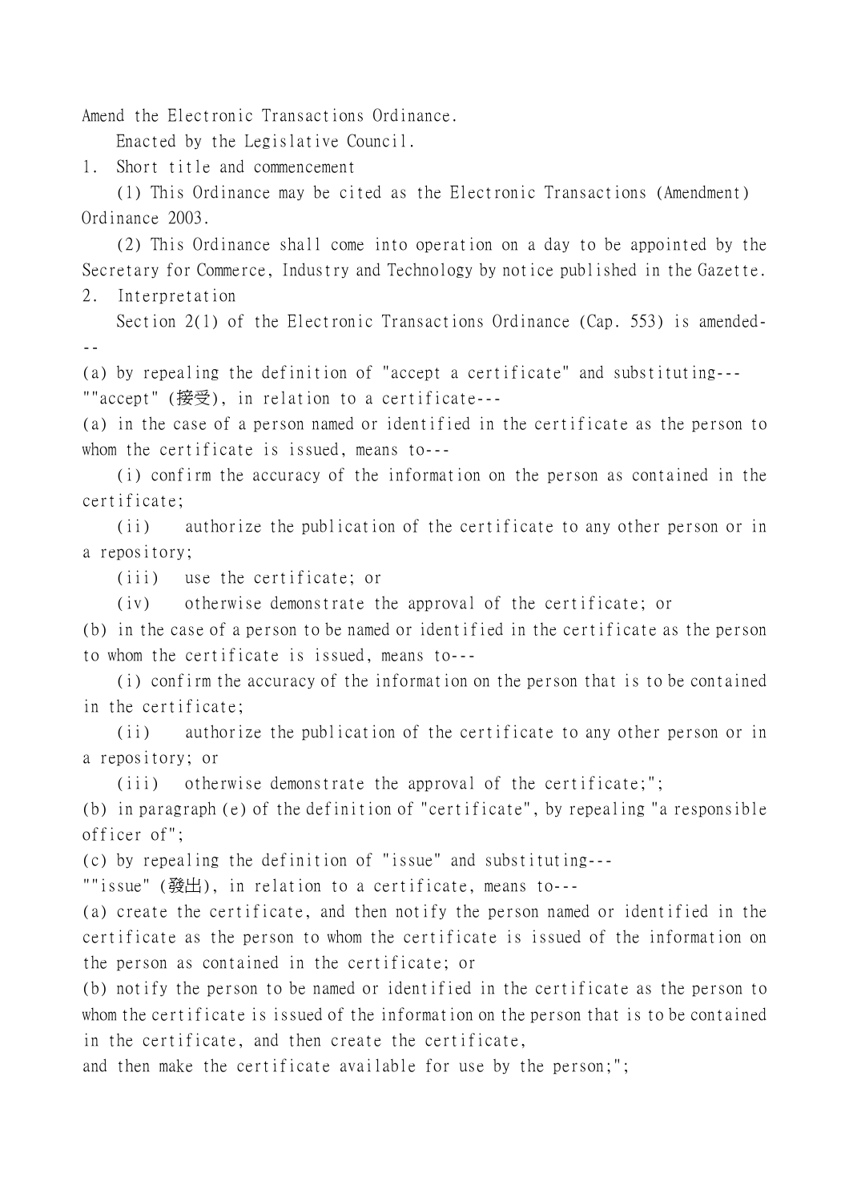Amend the Electronic Transactions Ordinance.

Enacted by the Legislative Council.

1. Short title and commencement

(1) This Ordinance may be cited as the Electronic Transactions (Amendment) Ordinance 2003.

(2) This Ordinance shall come into operation on a day to be appointed by the Secretary for Commerce, Industry and Technology by notice published in the Gazette.

2. Interpretation

Section 2(1) of the Electronic Transactions Ordinance (Cap. 553) is amended---

(a) by repealing the definition of "accept a certificate" and substituting---

""accept" (接受), in relation to a certificate---

(a) in the case of a person named or identified in the certificate as the person to whom the certificate is issued, means to---

(i) confirm the accuracy of the information on the person as contained in the certificate;

(ii) authorize the publication of the certificate to any other person or in a repository;

(iii) use the certificate; or

(iv) otherwise demonstrate the approval of the certificate; or

(b) in the case of a person to be named or identified in the certificate as the person to whom the certificate is issued, means to---

(i) confirm the accuracy of the information on the person that is to be contained in the certificate;

(ii) authorize the publication of the certificate to any other person or in a repository; or

(iii) otherwise demonstrate the approval of the certificate;";

(b) in paragraph (e) of the definition of "certificate", by repealing "a responsible officer of";

(c) by repealing the definition of "issue" and substituting---

""issue" (發出), in relation to a certificate, means to---

(a) create the certificate, and then notify the person named or identified in the certificate as the person to whom the certificate is issued of the information on the person as contained in the certificate; or

(b) notify the person to be named or identified in the certificate as the person to whom the certificate is issued of the information on the person that is to be contained in the certificate, and then create the certificate,

and then make the certificate available for use by the person;";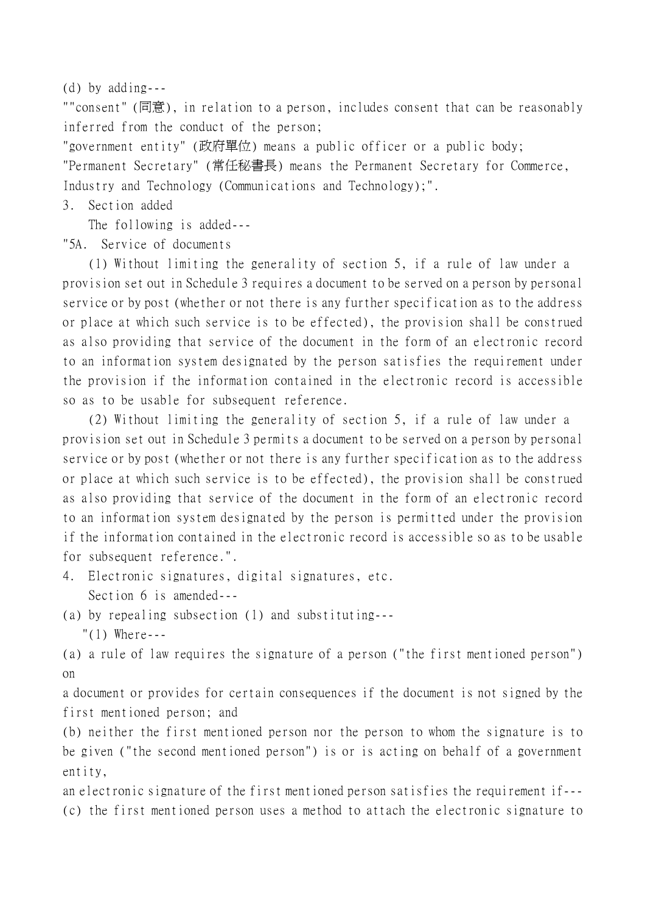(d) by adding---

""consent" (同意), in relation to a person, includes consent that can be reasonably inferred from the conduct of the person;

"government entity" (政府單位) means a public officer or a public body;

"Permanent Secretary" (常任秘書長) means the Permanent Secretary for Commerce, Industry and Technology (Communications and Technology);".

3. Section added

The following is added---

"5A. Service of documents

(1) Without limiting the generality of section 5, if a rule of law under a provision set out in Schedule 3 requires a document to be served on a person by personal service or by post (whether or not there is any further specification as to the address or place at which such service is to be effected), the provision shall be construed as also providing that service of the document in the form of an electronic record to an information system designated by the person satisfies the requirement under the provision if the information contained in the electronic record is accessible so as to be usable for subsequent reference.

(2) Without limiting the generality of section 5, if a rule of law under a provision set out in Schedule 3 permits a document to be served on a person by personal service or by post (whether or not there is any further specification as to the address or place at which such service is to be effected), the provision shall be construed as also providing that service of the document in the form of an electronic record to an information system designated by the person is permitted under the provision if the information contained in the electronic record is accessible so as to be usable for subsequent reference.".

4. Electronic signatures, digital signatures, etc.

Section 6 is amended---

(a) by repealing subsection (1) and substituting---

"(1) Where---

(a) a rule of law requires the signature of a person ("the first mentioned person") on a document or provides for certain consequences if the document is not signed by the first mentioned person; and

(b) neither the first mentioned person nor the person to whom the signature is to be given ("the second mentioned person") is or is acting on behalf of a government entity,

an electronic signature of the first mentioned person satisfies the requirement if---

(c) the first mentioned person uses a method to attach the electronic signature to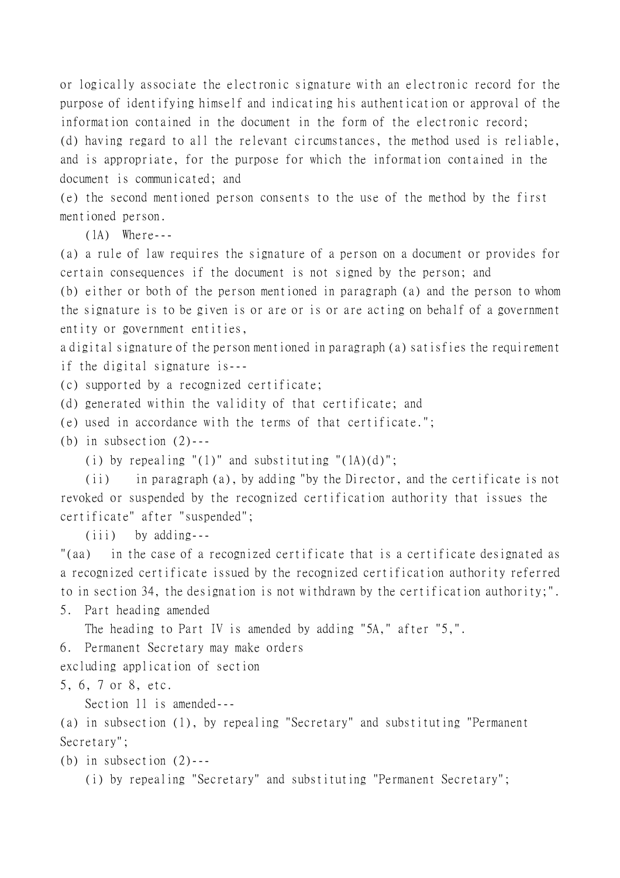or logically associate the electronic signature with an electronic record for the purpose of identifying himself and indicating his authentication or approval of the information contained in the document in the form of the electronic record;

(d) having regard to all the relevant circumstances, the method used is reliable, and is appropriate, for the purpose for which the information contained in the document is communicated; and

(e) the second mentioned person consents to the use of the method by the first mentioned person.

(1A) Where---

(a) a rule of law requires the signature of a person on a document or provides for certain consequences if the document is not signed by the person; and

(b) either or both of the person mentioned in paragraph (a) and the person to whom the signature is to be given is or are or is or are acting on behalf of a government entity or government entities,

a digital signature of the person mentioned in paragraph (a) satisfies the requirement if the digital signature is---

(c) supported by a recognized certificate;

(d) generated within the validity of that certificate; and

(e) used in accordance with the terms of that certificate.";

(b) in subsection (2)---

(i) by repealing "(1)" and substituting "(1A)(d)";

(ii) in paragraph (a), by adding "by the Director, and the certificate is not revoked or suspended by the recognized certification authority that issues the certificate" after "suspended";

(iii) by adding---

"(aa) in the case of a recognized certificate that is a certificate designated as a recognized certificate issued by the recognized certification authority referred to in section 34, the designation is not withdrawn by the certification authority;".

5. Part heading amended

The heading to Part IV is amended by adding "5A," after "5,".

6. Permanent Secretary may make orders excluding application of section 5, 6, 7 or 8, etc.

Section 11 is amended---

(a) in subsection (1), by repealing "Secretary" and substituting "Permanent Secretary";

(b) in subsection (2)---

(i) by repealing "Secretary" and substituting "Permanent Secretary";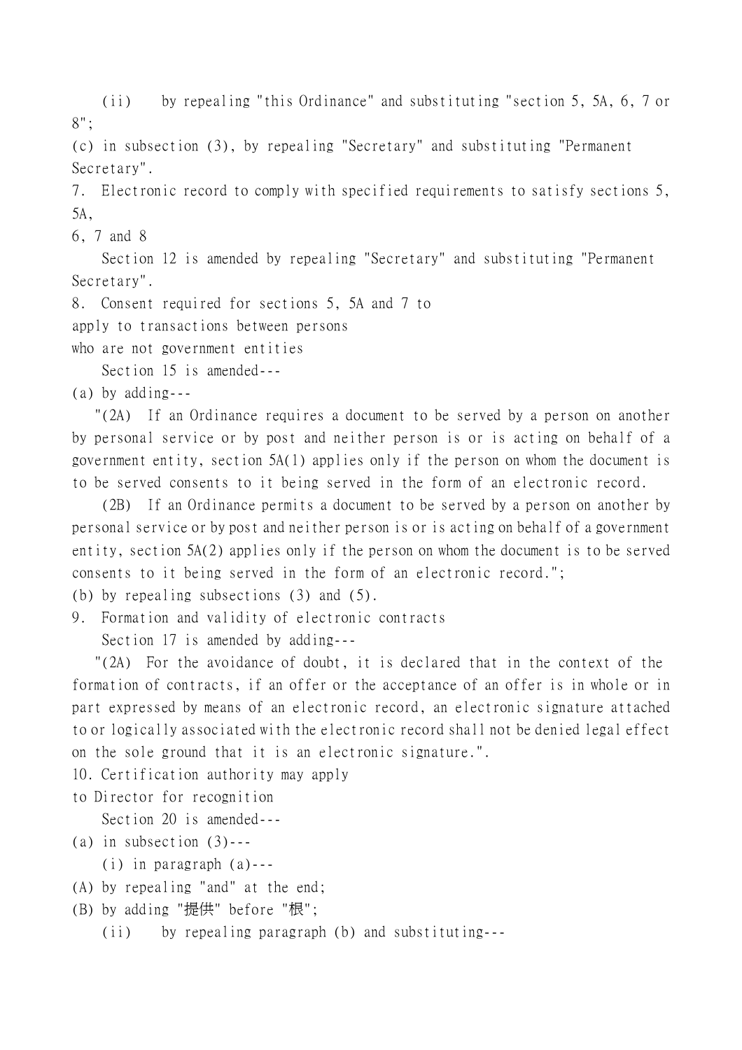(ii) by repealing "this Ordinance" and substituting "section 5, 5A, 6, 7 or 8";

(c) in subsection (3), by repealing "Secretary" and substituting "Permanent Secretary".

7. Electronic record to comply with specified requirements to satisfy sections 5, 5A, 6, 7 and 8

Section 12 is amended by repealing "Secretary" and substituting "Permanent Secretary".

8. Consent required for sections 5, 5A and 7 to apply to transactions between persons who are not government entities

Section 15 is amended---

(a) by adding---

"(2A) If an Ordinance requires a document to be served by a person on another by personal service or by post and neither person is or is acting on behalf of a government entity, section 5A(1) applies only if the person on whom the document is to be served consents to it being served in the form of an electronic record.

(2B) If an Ordinance permits a document to be served by a person on another by personal service or by post and neither person is or is acting on behalf of a government entity, section 5A(2) applies only if the person on whom the document is to be served consents to it being served in the form of an electronic record.";

(b) by repealing subsections (3) and (5).

9. Formation and validity of electronic contracts

Section 17 is amended by adding---

"(2A) For the avoidance of doubt, it is declared that in the context of the formation of contracts, if an offer or the acceptance of an offer is in whole or in part expressed by means of an electronic record, an electronic signature attached to or logically associated with the electronic record shall not be denied legal effect on the sole ground that it is an electronic signature.".

10. Certification authority may apply to Director for recognition

Section 20 is amended---

(a) in subsection (3)---

(i) in paragraph (a)---

(A) by repealing "and" at the end;

(B) by adding "提供" before "根";

(ii) by repealing paragraph (b) and substituting---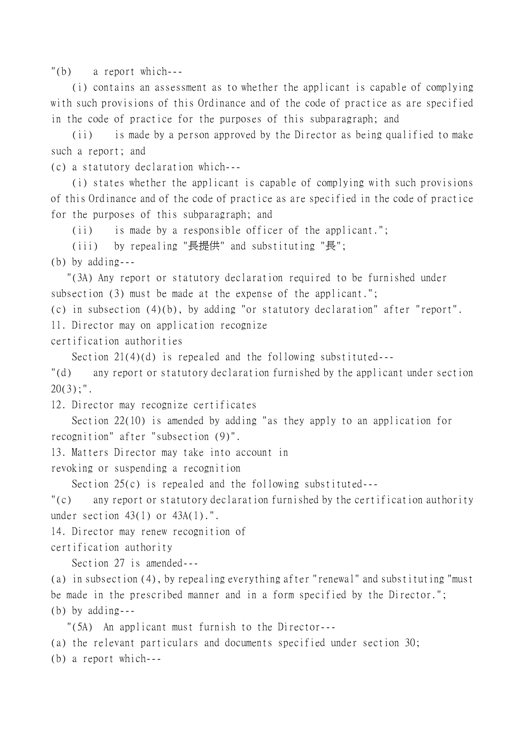"(b) a report which---

(i) contains an assessment as to whether the applicant is capable of complying with such provisions of this Ordinance and of the code of practice as are specified in the code of practice for the purposes of this subparagraph; and

(ii) is made by a person approved by the Director as being qualified to make such a report; and

(c) a statutory declaration which---

(i) states whether the applicant is capable of complying with such provisions of this Ordinance and of the code of practice as are specified in the code of practice for the purposes of this subparagraph; and

(ii) is made by a responsible officer of the applicant.";

(iii) by repealing "長提供" and substituting "長";

(b) by adding---

"(3A) Any report or statutory declaration required to be furnished under subsection (3) must be made at the expense of the applicant.";

(c) in subsection (4)(b), by adding "or statutory declaration" after "report".

11. Director may on application recognize certification authorities

Section 21(4)(d) is repealed and the following substituted---

"(d) any report or statutory declaration furnished by the applicant under section 20(3);".

12. Director may recognize certificates

Section 22(10) is amended by adding "as they apply to an application for recognition" after "subsection (9)".

13. Matters Director may take into account in revoking or suspending a recognition

Section 25(c) is repealed and the following substituted---

"(c) any report or statutory declaration furnished by the certification authority under section 43(1) or 43A(1).".

14. Director may renew recognition of certification authority

Section 27 is amended---

(a) in subsection (4), by repealing everything after "renewal" and substituting "must be made in the prescribed manner and in a form specified by the Director.";

(b) by adding---

"(5A) An applicant must furnish to the Director---

(a) the relevant particulars and documents specified under section 30;

(b) a report which---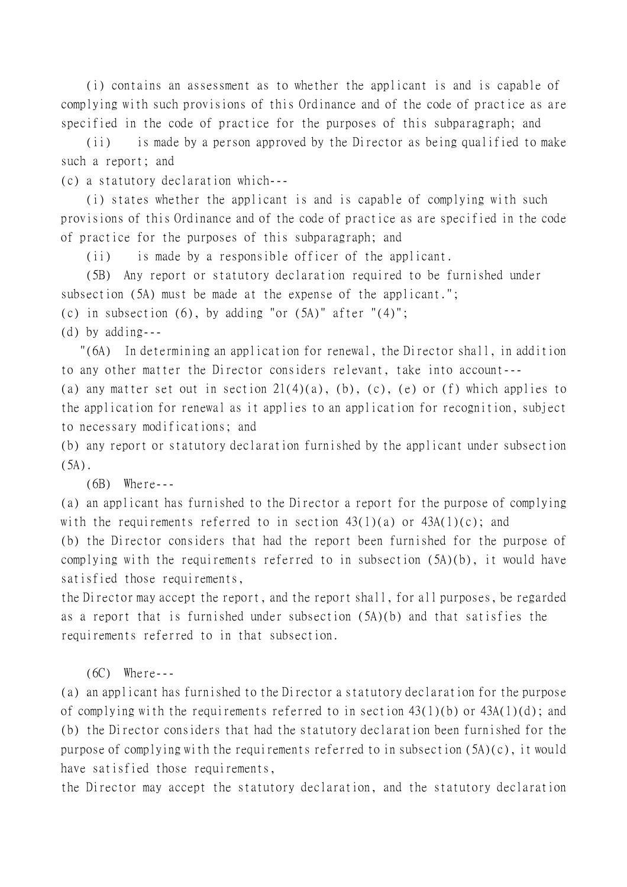(i) contains an assessment as to whether the applicant is and is capable of complying with such provisions of this Ordinance and of the code of practice as are specified in the code of practice for the purposes of this subparagraph; and

(ii) is made by a person approved by the Director as being qualified to make such a report; and

(c) a statutory declaration which---

(i) states whether the applicant is and is capable of complying with such provisions of this Ordinance and of the code of practice as are specified in the code of practice for the purposes of this subparagraph; and

(ii) is made by a responsible officer of the applicant.

(5B) Any report or statutory declaration required to be furnished under subsection (5A) must be made at the expense of the applicant.";

(c) in subsection (6), by adding "or (5A)" after "(4)";

(d) by adding---

"(6A) In determining an application for renewal, the Director shall, in addition to any other matter the Director considers relevant, take into account---

(a) any matter set out in section 21(4)(a), (b), (c), (e) or (f) which applies to the application for renewal as it applies to an application for recognition, subject to necessary modifications; and

(b) any report or statutory declaration furnished by the applicant under subsection (5A).

(6B) Where---

(a) an applicant has furnished to the Director a report for the purpose of complying with the requirements referred to in section 43(1)(a) or 43A(1)(c); and

(b) the Director considers that had the report been furnished for the purpose of complying with the requirements referred to in subsection (5A)(b), it would have satisfied those requirements,

the Director may accept the report, and the report shall, for all purposes, be regarded as a report that is furnished under subsection (5A)(b) and that satisfies the requirements referred to in that subsection.

(6C) Where---

(a) an applicant has furnished to the Director a statutory declaration for the purpose of complying with the requirements referred to in section 43(1)(b) or 43A(1)(d); and

(b) the Director considers that had the statutory declaration been furnished for the purpose of complying with the requirements referred to in subsection (5A)(c), it would have satisfied those requirements,

the Director may accept the statutory declaration, and the statutory declaration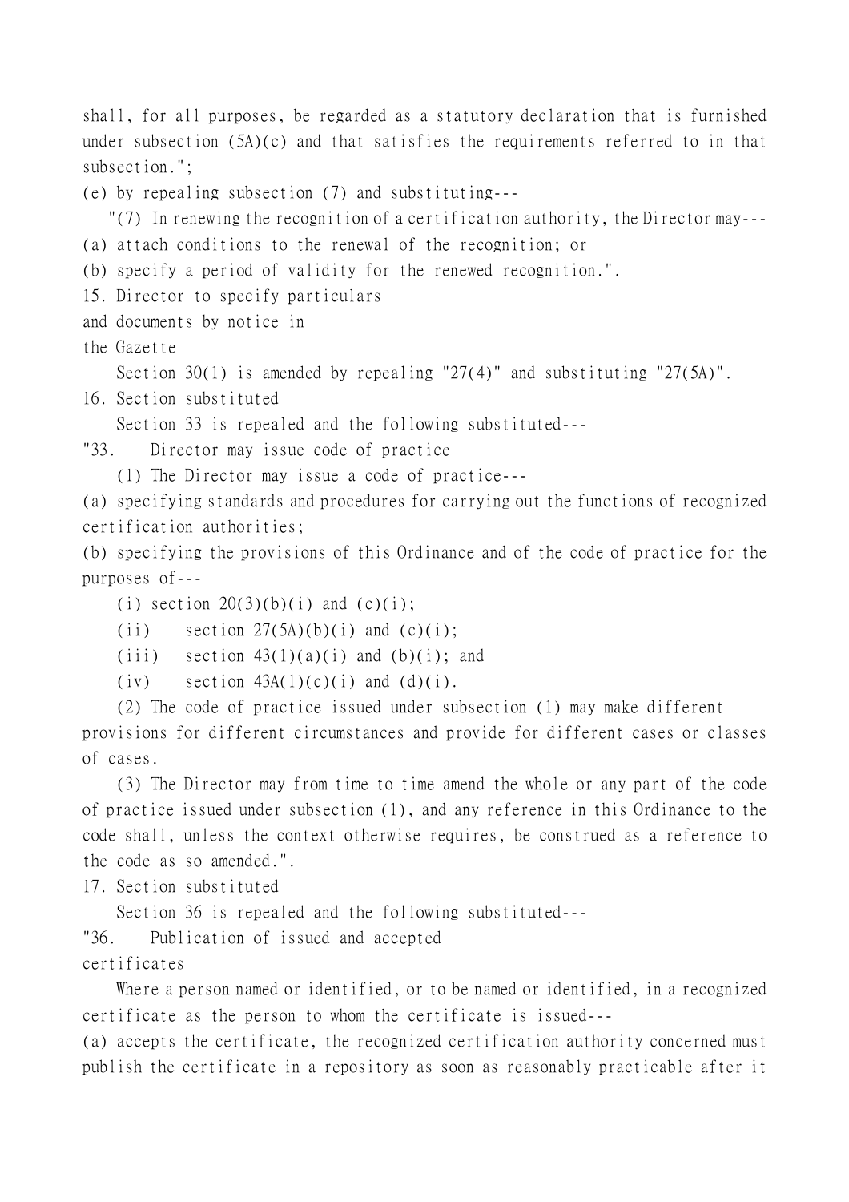shall, for all purposes, be regarded as a statutory declaration that is furnished under subsection (5A)(c) and that satisfies the requirements referred to in that subsection.";

(e) by repealing subsection (7) and substituting---

"(7) In renewing the recognition of a certification authority, the Director may---

(a) attach conditions to the renewal of the recognition; or

(b) specify a period of validity for the renewed recognition.".

15. Director to specify particulars and documents by notice in the Gazette

Section 30(1) is amended by repealing "27(4)" and substituting "27(5A)".

16. Section substituted

Section 33 is repealed and the following substituted---

"33. Director may issue code of practice

(1) The Director may issue a code of practice---

(a) specifying standards and procedures for carrying out the functions of recognized certification authorities;

(b) specifying the provisions of this Ordinance and of the code of practice for the purposes of---

(i) section 20(3)(b)(i) and (c)(i);

(ii) section 27(5A)(b)(i) and (c)(i);

(iii) section 43(1)(a)(i) and (b)(i); and

(iv) section 43A(1)(c)(i) and (d)(i).

(2) The code of practice issued under subsection (1) may make different provisions for different circumstances and provide for different cases or classes of cases.

(3) The Director may from time to time amend the whole or any part of the code of practice issued under subsection (1), and any reference in this Ordinance to the code shall, unless the context otherwise requires, be construed as a reference to the code as so amended.".

17. Section substituted

Section 36 is repealed and the following substituted---

"36. Publication of issued and accepted certificates

Where a person named or identified, or to be named or identified, in a recognized certificate as the person to whom the certificate is issued---

(a) accepts the certificate, the recognized certification authority concerned must publish the certificate in a repository as soon as reasonably practicable after it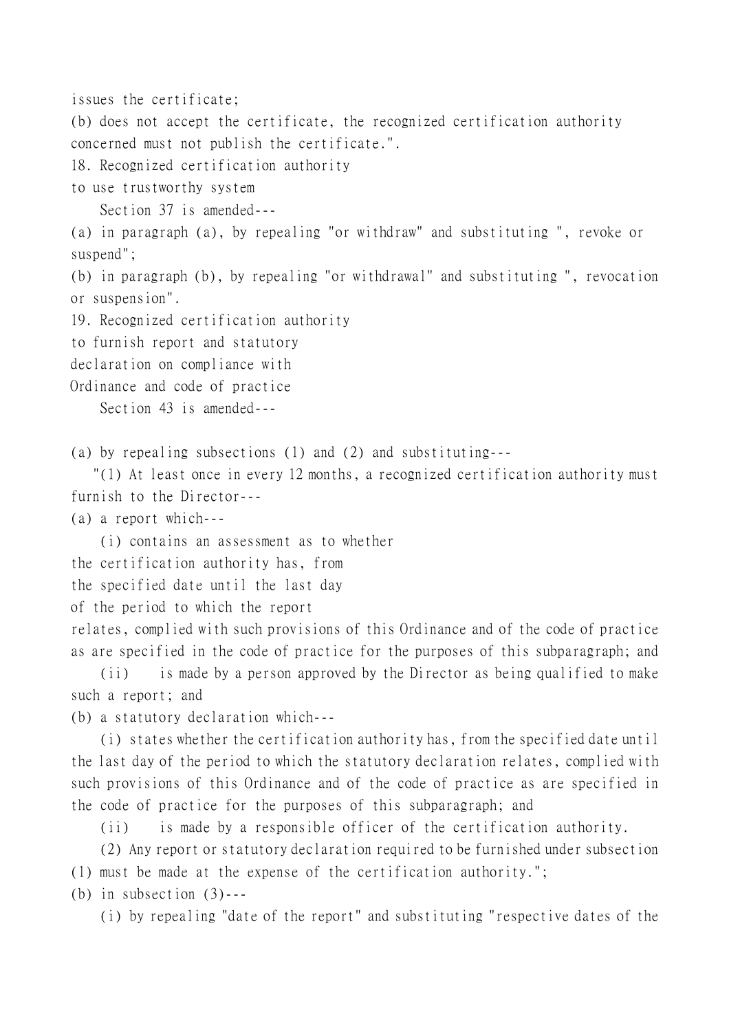issues the certificate;

(b) does not accept the certificate, the recognized certification authority concerned must not publish the certificate.".

18. Recognized certification authority to use trustworthy system

Section 37 is amended---

(a) in paragraph (a), by repealing "or withdraw" and substituting ", revoke or suspend";

(b) in paragraph (b), by repealing "or withdrawal" and substituting ", revocation or suspension".

19. Recognized certification authority to furnish report and statutory declaration on compliance with Ordinance and code of practice

Section 43 is amended---

(a) by repealing subsections (1) and (2) and substituting---

"(1) At least once in every 12 months, a recognized certification authority must furnish to the Director---

(a) a report which---

(i) contains an assessment as to whether the certification authority has, from the specified date until the last day of the period to which the report relates, complied with such provisions of this Ordinance and of the code of practice as are specified in the code of practice for the purposes of this subparagraph; and

(ii) is made by a person approved by the Director as being qualified to make such a report; and

(b) a statutory declaration which---

(i) states whether the certification authority has, from the specified date until the last day of the period to which the statutory declaration relates, complied with such provisions of this Ordinance and of the code of practice as are specified in the code of practice for the purposes of this subparagraph; and

(ii) is made by a responsible officer of the certification authority.

(2) Any report or statutory declaration required to be furnished under subsection (1) must be made at the expense of the certification authority.";

(b) in subsection (3)---

(i) by repealing "date of the report" and substituting "respective dates of the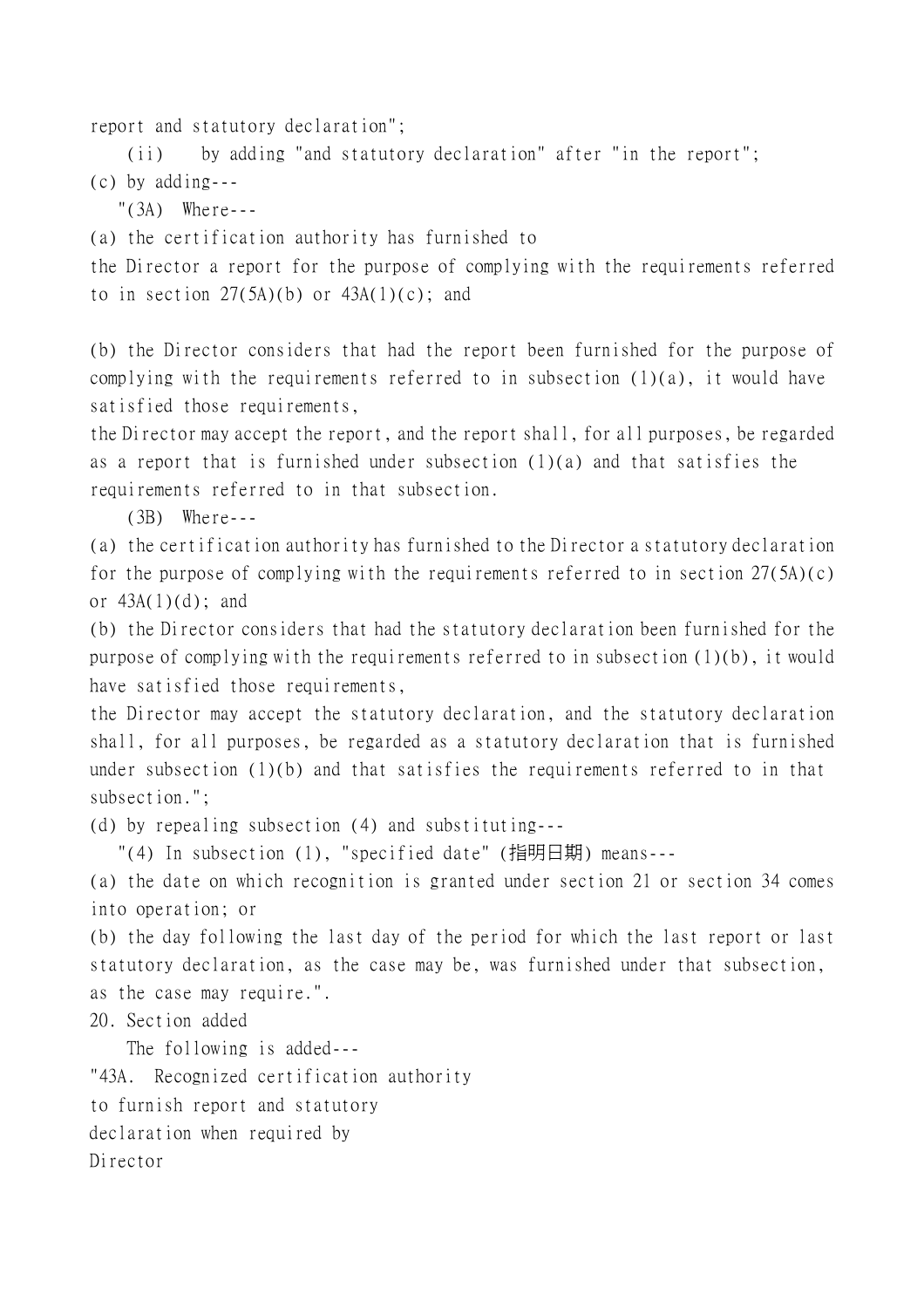report and statutory declaration";

(ii) by adding "and statutory declaration" after "in the report";

(c) by adding---

"(3A) Where---

(a) the certification authority has furnished to the Director a report for the purpose of complying with the requirements referred to in section 27(5A)(b) or 43A(1)(c); and

(b) the Director considers that had the report been furnished for the purpose of complying with the requirements referred to in subsection (1)(a), it would have satisfied those requirements,

the Director may accept the report, and the report shall, for all purposes, be regarded as a report that is furnished under subsection (1)(a) and that satisfies the requirements referred to in that subsection.

(3B) Where---

(a) the certification authority has furnished to the Director a statutory declaration for the purpose of complying with the requirements referred to in section 27(5A)(c) or 43A(1)(d); and

(b) the Director considers that had the statutory declaration been furnished for the purpose of complying with the requirements referred to in subsection (1)(b), it would have satisfied those requirements,

the Director may accept the statutory declaration, and the statutory declaration shall, for all purposes, be regarded as a statutory declaration that is furnished under subsection (1)(b) and that satisfies the requirements referred to in that subsection.";

(d) by repealing subsection (4) and substituting---

"(4) In subsection (1), "specified date" (指明日期) means---

(a) the date on which recognition is granted under section 21 or section 34 comes into operation; or

(b) the day following the last day of the period for which the last report or last statutory declaration, as the case may be, was furnished under that subsection, as the case may require.".

20. Section added

The following is added---

"43A. Recognized certification authority to furnish report and statutory declaration when required by Director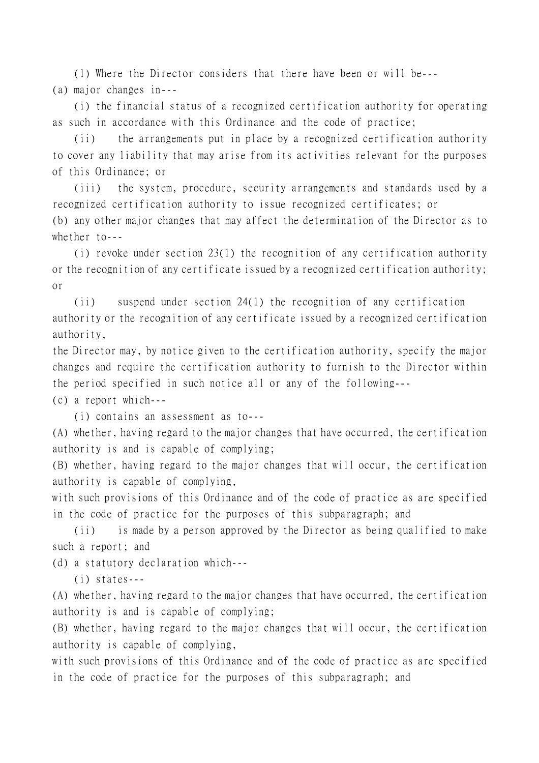(1) Where the Director considers that there have been or will be---

(a) major changes in---

(i) the financial status of a recognized certification authority for operating as such in accordance with this Ordinance and the code of practice;

(ii) the arrangements put in place by a recognized certification authority to cover any liability that may arise from its activities relevant for the purposes of this Ordinance; or

(iii) the system, procedure, security arrangements and standards used by a recognized certification authority to issue recognized certificates; or

(b) any other major changes that may affect the determination of the Director as to whether to---

(i) revoke under section 23(1) the recognition of any certification authority or the recognition of any certificate issued by a recognized certification authority; or

(ii) suspend under section 24(1) the recognition of any certification authority or the recognition of any certificate issued by a recognized certification authority,

the Director may, by notice given to the certification authority, specify the major changes and require the certification authority to furnish to the Director within the period specified in such notice all or any of the following---

(c) a report which---

(i) contains an assessment as to---

(A) whether, having regard to the major changes that have occurred, the certification authority is and is capable of complying;

(B) whether, having regard to the major changes that will occur, the certification authority is capable of complying,

with such provisions of this Ordinance and of the code of practice as are specified in the code of practice for the purposes of this subparagraph; and

(ii) is made by a person approved by the Director as being qualified to make such a report; and

(d) a statutory declaration which---

(i) states---

(A) whether, having regard to the major changes that have occurred, the certification authority is and is capable of complying;

(B) whether, having regard to the major changes that will occur, the certification authority is capable of complying,

with such provisions of this Ordinance and of the code of practice as are specified in the code of practice for the purposes of this subparagraph; and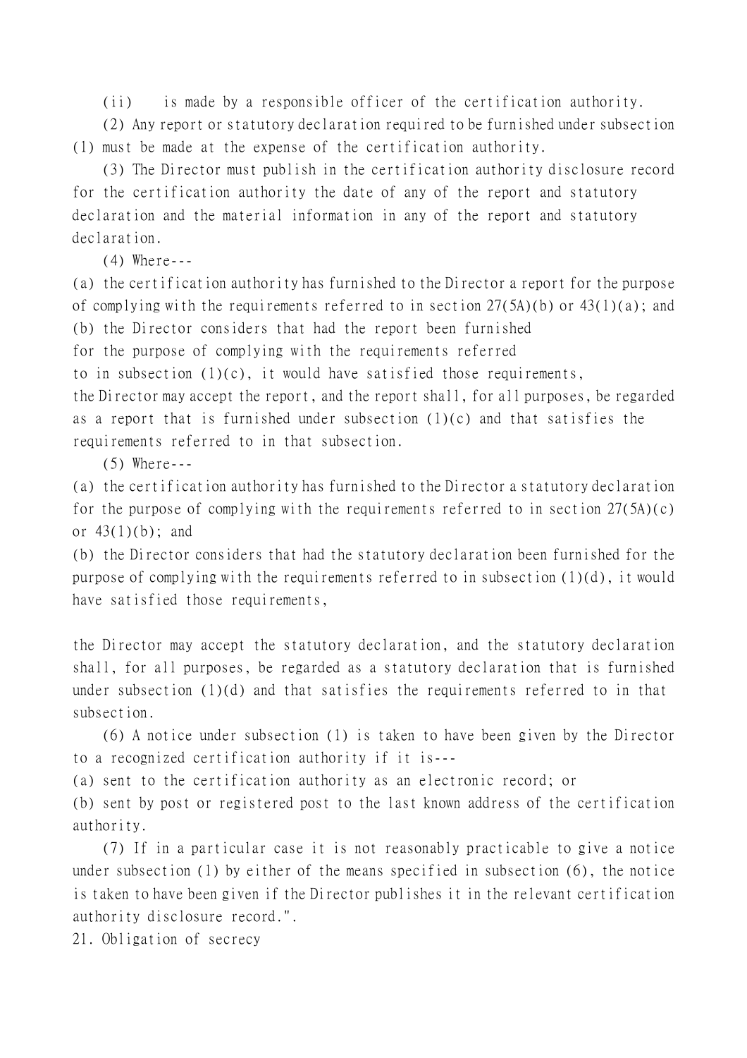(ii) is made by a responsible officer of the certification authority.

(2) Any report or statutory declaration required to be furnished under subsection (1) must be made at the expense of the certification authority.

(3) The Director must publish in the certification authority disclosure record for the certification authority the date of any of the report and statutory declaration and the material information in any of the report and statutory declaration.

(4) Where---

(a) the certification authority has furnished to the Director a report for the purpose of complying with the requirements referred to in section 27(5A)(b) or 43(1)(a); and

(b) the Director considers that had the report been furnished for the purpose of complying with the requirements referred to in subsection (1)(c), it would have satisfied those requirements,

the Director may accept the report, and the report shall, for all purposes, be regarded as a report that is furnished under subsection (1)(c) and that satisfies the requirements referred to in that subsection.

(5) Where---

(a) the certification authority has furnished to the Director a statutory declaration for the purpose of complying with the requirements referred to in section 27(5A)(c) or 43(1)(b); and

(b) the Director considers that had the statutory declaration been furnished for the purpose of complying with the requirements referred to in subsection (1)(d), it would have satisfied those requirements,

the Director may accept the statutory declaration, and the statutory declaration shall, for all purposes, be regarded as a statutory declaration that is furnished under subsection (1)(d) and that satisfies the requirements referred to in that subsection.

(6) A notice under subsection (1) is taken to have been given by the Director to a recognized certification authority if it is---

(a) sent to the certification authority as an electronic record; or

(b) sent by post or registered post to the last known address of the certification authority.

(7) If in a particular case it is not reasonably practicable to give a notice under subsection (1) by either of the means specified in subsection (6), the notice is taken to have been given if the Director publishes it in the relevant certification authority disclosure record.".

21. Obligation of secrecy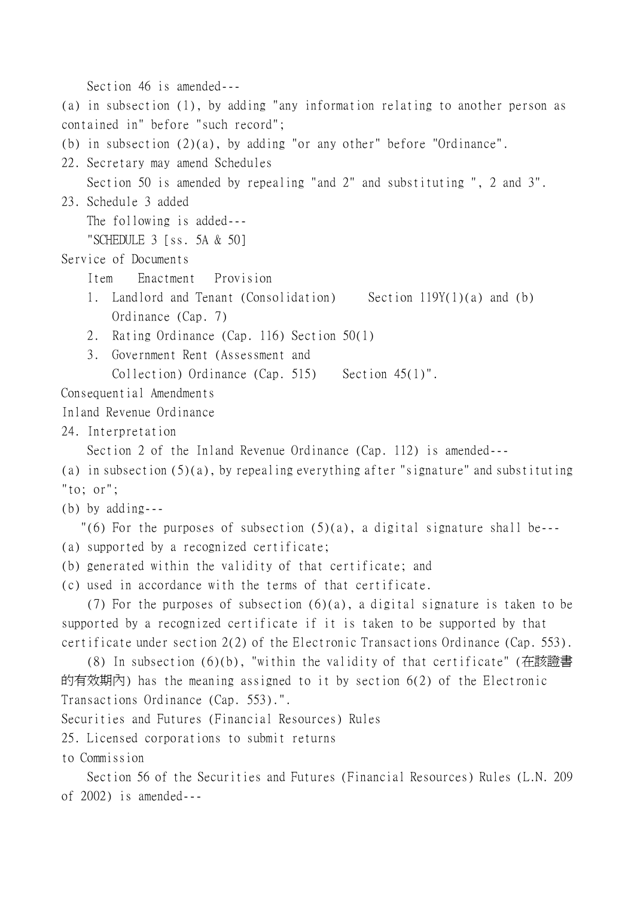Section 46 is amended---

(a) in subsection (1), by adding "any information relating to another person as contained in" before "such record";

(b) in subsection (2)(a), by adding "or any other" before "Ordinance".

22. Secretary may amend Schedules

Section 50 is amended by repealing "and 2" and substituting ", 2 and 3".

23. Schedule 3 added

The following is added---

"SCHEDULE 3 [ss. 5A & 50]

Service of Documents

| Item | Enactment | Provision |
|---|---|---|
| 1. | Landlord and Tenant (Consolidation) Ordinance (Cap. 7) | Section 119Y(1)(a) and (b) |
| 2. | Rating Ordinance (Cap. 116) | Section 50(1) |
| 3. | Government Rent (Assessment and Collection) Ordinance (Cap. 515) | Section 45(1)". |

Consequential Amendments

Inland Revenue Ordinance

24. Interpretation

Section 2 of the Inland Revenue Ordinance (Cap. 112) is amended---

(a) in subsection (5)(a), by repealing everything after "signature" and substituting "to; or";

(b) by adding---

"(6) For the purposes of subsection (5)(a), a digital signature shall be---

(a) supported by a recognized certificate;

(b) generated within the validity of that certificate; and

(c) used in accordance with the terms of that certificate.

(7) For the purposes of subsection (6)(a), a digital signature is taken to be supported by a recognized certificate if it is taken to be supported by that certificate under section 2(2) of the Electronic Transactions Ordinance (Cap. 553).

(8) In subsection (6)(b), "within the validity of that certificate" (在該證書的有效期內) has the meaning assigned to it by section 6(2) of the Electronic Transactions Ordinance (Cap. 553).".

Securities and Futures (Financial Resources) Rules

25. Licensed corporations to submit returns to Commission

Section 56 of the Securities and Futures (Financial Resources) Rules (L.N. 209 of 2002) is amended---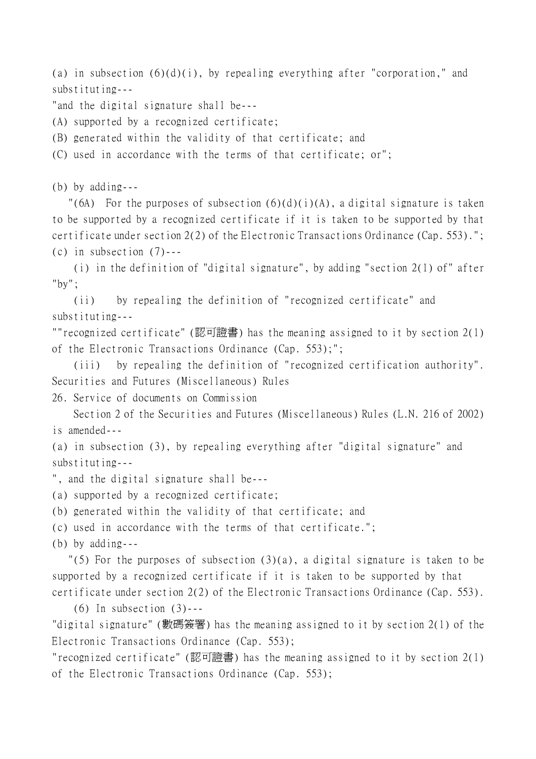(a) in subsection (6)(d)(i), by repealing everything after "corporation," and substituting---

"and the digital signature shall be---

(A) supported by a recognized certificate;

(B) generated within the validity of that certificate; and

(C) used in accordance with the terms of that certificate; or";

(b) by adding---

"(6A) For the purposes of subsection (6)(d)(i)(A), a digital signature is taken to be supported by a recognized certificate if it is taken to be supported by that certificate under section 2(2) of the Electronic Transactions Ordinance (Cap. 553).";

(c) in subsection (7)---

(i) in the definition of "digital signature", by adding "section 2(1) of" after "by";

(ii) by repealing the definition of "recognized certificate" and substituting---

""recognized certificate" (認可證書) has the meaning assigned to it by section 2(1) of the Electronic Transactions Ordinance (Cap. 553);";

(iii) by repealing the definition of "recognized certification authority".

Securities and Futures (Miscellaneous) Rules

26. Service of documents on Commission

Section 2 of the Securities and Futures (Miscellaneous) Rules (L.N. 216 of 2002) is amended---

(a) in subsection (3), by repealing everything after "digital signature" and substituting---

", and the digital signature shall be---

(a) supported by a recognized certificate;

(b) generated within the validity of that certificate; and

(c) used in accordance with the terms of that certificate.";

(b) by adding---

"(5) For the purposes of subsection (3)(a), a digital signature is taken to be supported by a recognized certificate if it is taken to be supported by that certificate under section 2(2) of the Electronic Transactions Ordinance (Cap. 553).

(6) In subsection (3)---

"digital signature" (數碼簽署) has the meaning assigned to it by section 2(1) of the Electronic Transactions Ordinance (Cap. 553);

"recognized certificate" (認可證書) has the meaning assigned to it by section 2(1) of the Electronic Transactions Ordinance (Cap. 553);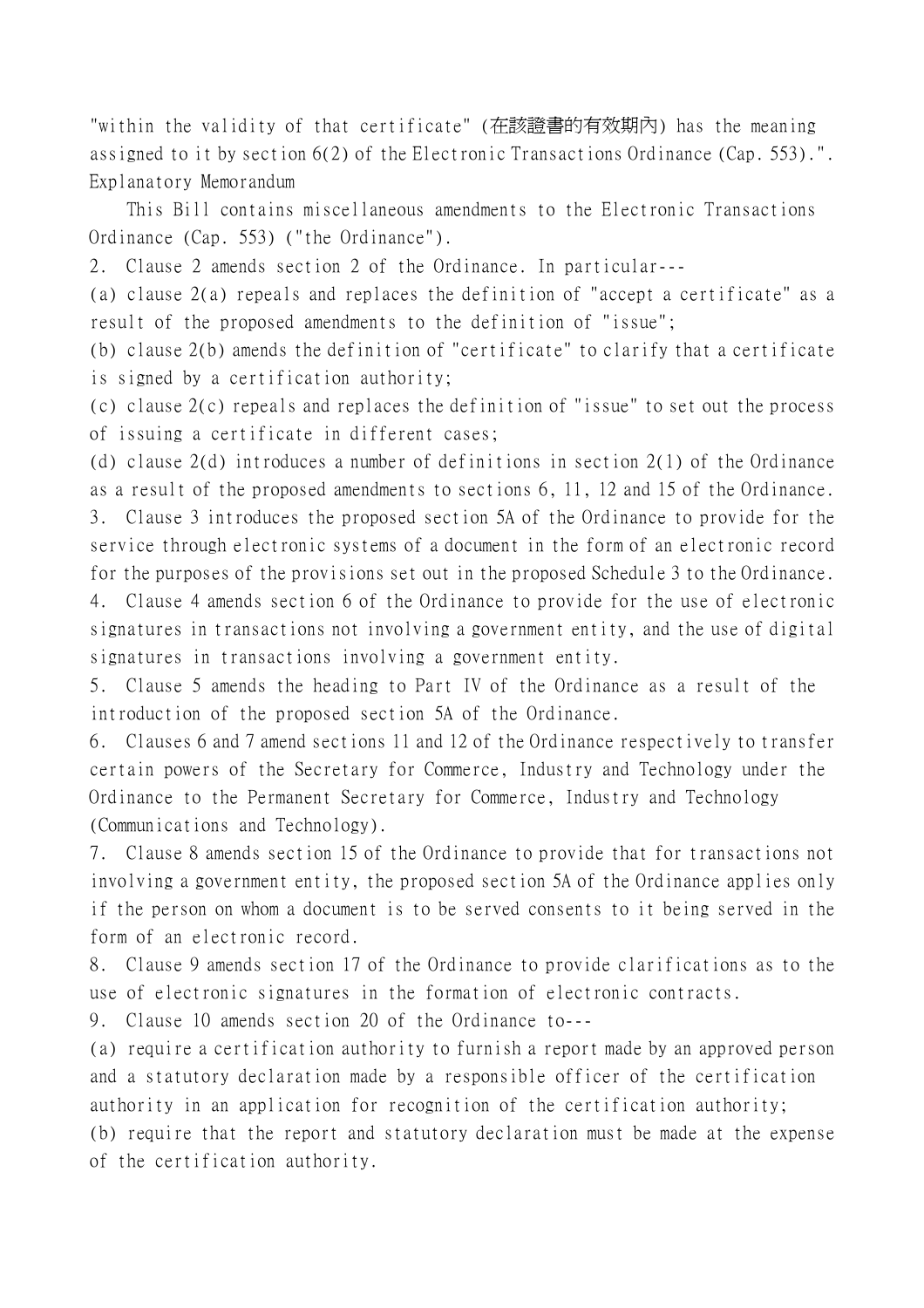"within the validity of that certificate" (在該證書的有效期內) has the meaning assigned to it by section 6(2) of the Electronic Transactions Ordinance (Cap. 553).".

## Explanatory Memorandum

This Bill contains miscellaneous amendments to the Electronic Transactions Ordinance (Cap. 553) ("the Ordinance").

2. Clause 2 amends section 2 of the Ordinance. In particular---

(a) clause 2(a) repeals and replaces the definition of "accept a certificate" as a result of the proposed amendments to the definition of "issue";

(b) clause 2(b) amends the definition of "certificate" to clarify that a certificate is signed by a certification authority;

(c) clause 2(c) repeals and replaces the definition of "issue" to set out the process of issuing a certificate in different cases;

(d) clause 2(d) introduces a number of definitions in section 2(1) of the Ordinance as a result of the proposed amendments to sections 6, 11, 12 and 15 of the Ordinance.

3. Clause 3 introduces the proposed section 5A of the Ordinance to provide for the service through electronic systems of a document in the form of an electronic record for the purposes of the provisions set out in the proposed Schedule 3 to the Ordinance.

4. Clause 4 amends section 6 of the Ordinance to provide for the use of electronic signatures in transactions not involving a government entity, and the use of digital signatures in transactions involving a government entity.

5. Clause 5 amends the heading to Part IV of the Ordinance as a result of the introduction of the proposed section 5A of the Ordinance.

6. Clauses 6 and 7 amend sections 11 and 12 of the Ordinance respectively to transfer certain powers of the Secretary for Commerce, Industry and Technology under the Ordinance to the Permanent Secretary for Commerce, Industry and Technology (Communications and Technology).

7. Clause 8 amends section 15 of the Ordinance to provide that for transactions not involving a government entity, the proposed section 5A of the Ordinance applies only if the person on whom a document is to be served consents to it being served in the form of an electronic record.

8. Clause 9 amends section 17 of the Ordinance to provide clarifications as to the use of electronic signatures in the formation of electronic contracts.

9. Clause 10 amends section 20 of the Ordinance to---

(a) require a certification authority to furnish a report made by an approved person and a statutory declaration made by a responsible officer of the certification authority in an application for recognition of the certification authority;

(b) require that the report and statutory declaration must be made at the expense of the certification authority.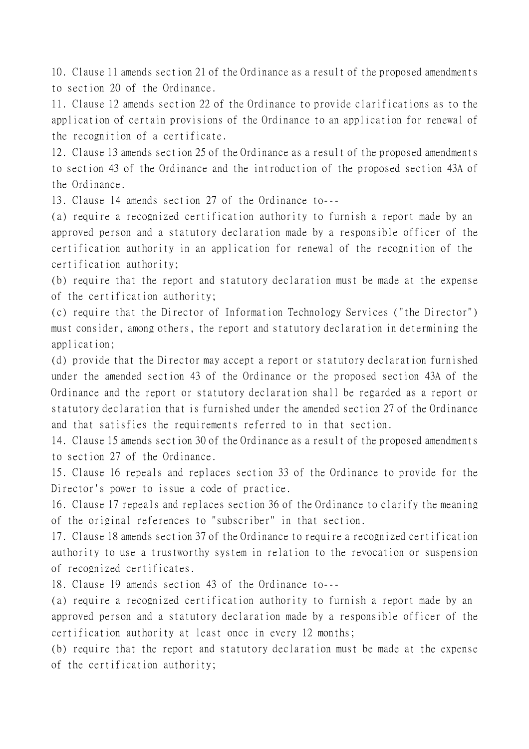10. Clause 11 amends section 21 of the Ordinance as a result of the proposed amendments to section 20 of the Ordinance.

11. Clause 12 amends section 22 of the Ordinance to provide clarifications as to the application of certain provisions of the Ordinance to an application for renewal of the recognition of a certificate.

12. Clause 13 amends section 25 of the Ordinance as a result of the proposed amendments to section 43 of the Ordinance and the introduction of the proposed section 43A of the Ordinance.

13. Clause 14 amends section 27 of the Ordinance to---

(a) require a recognized certification authority to furnish a report made by an approved person and a statutory declaration made by a responsible officer of the certification authority in an application for renewal of the recognition of the certification authority;

(b) require that the report and statutory declaration must be made at the expense of the certification authority;

(c) require that the Director of Information Technology Services ("the Director") must consider, among others, the report and statutory declaration in determining the application;

(d) provide that the Director may accept a report or statutory declaration furnished under the amended section 43 of the Ordinance or the proposed section 43A of the Ordinance and the report or statutory declaration shall be regarded as a report or statutory declaration that is furnished under the amended section 27 of the Ordinance and that satisfies the requirements referred to in that section.

14. Clause 15 amends section 30 of the Ordinance as a result of the proposed amendments to section 27 of the Ordinance.

15. Clause 16 repeals and replaces section 33 of the Ordinance to provide for the Director's power to issue a code of practice.

16. Clause 17 repeals and replaces section 36 of the Ordinance to clarify the meaning of the original references to "subscriber" in that section.

17. Clause 18 amends section 37 of the Ordinance to require a recognized certification authority to use a trustworthy system in relation to the revocation or suspension of recognized certificates.

18. Clause 19 amends section 43 of the Ordinance to---

(a) require a recognized certification authority to furnish a report made by an approved person and a statutory declaration made by a responsible officer of the certification authority at least once in every 12 months;

(b) require that the report and statutory declaration must be made at the expense of the certification authority;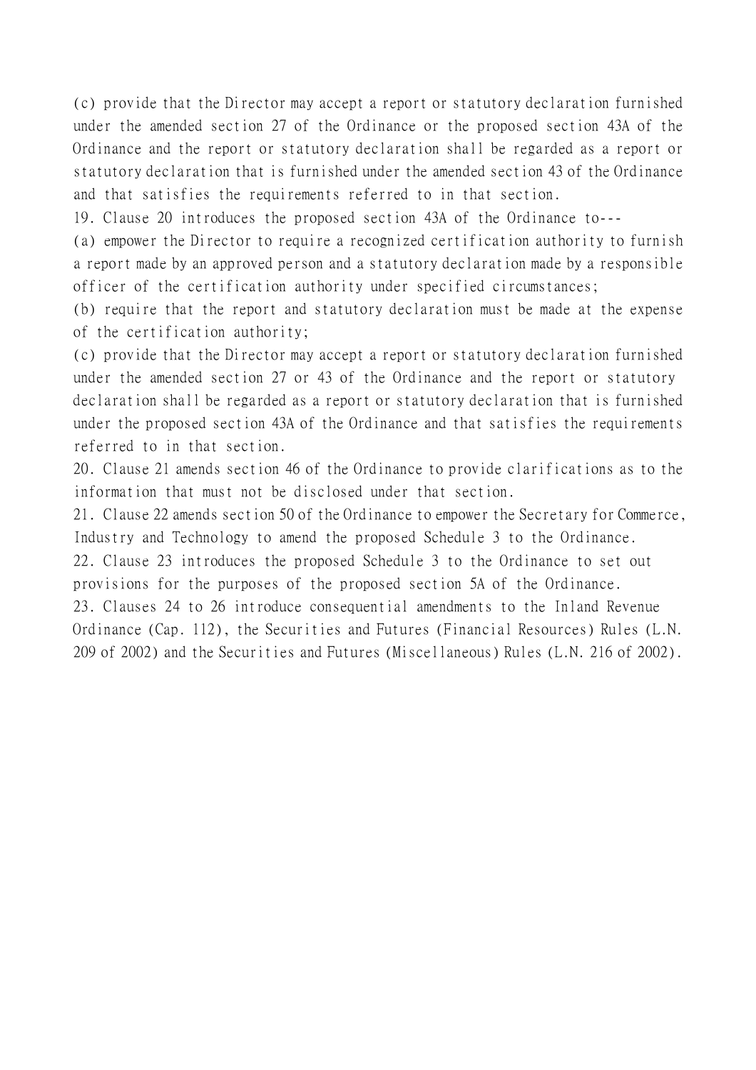(c) provide that the Director may accept a report or statutory declaration furnished under the amended section 27 of the Ordinance or the proposed section 43A of the Ordinance and the report or statutory declaration shall be regarded as a report or statutory declaration that is furnished under the amended section 43 of the Ordinance and that satisfies the requirements referred to in that section.

19. Clause 20 introduces the proposed section 43A of the Ordinance to---

(a) empower the Director to require a recognized certification authority to furnish a report made by an approved person and a statutory declaration made by a responsible officer of the certification authority under specified circumstances;

(b) require that the report and statutory declaration must be made at the expense of the certification authority;

(c) provide that the Director may accept a report or statutory declaration furnished under the amended section 27 or 43 of the Ordinance and the report or statutory declaration shall be regarded as a report or statutory declaration that is furnished under the proposed section 43A of the Ordinance and that satisfies the requirements referred to in that section.

20. Clause 21 amends section 46 of the Ordinance to provide clarifications as to the information that must not be disclosed under that section.

21. Clause 22 amends section 50 of the Ordinance to empower the Secretary for Commerce, Industry and Technology to amend the proposed Schedule 3 to the Ordinance.

22. Clause 23 introduces the proposed Schedule 3 to the Ordinance to set out provisions for the purposes of the proposed section 5A of the Ordinance.

23. Clauses 24 to 26 introduce consequential amendments to the Inland Revenue Ordinance (Cap. 112), the Securities and Futures (Financial Resources) Rules (L.N. 209 of 2002) and the Securities and Futures (Miscellaneous) Rules (L.N. 216 of 2002).